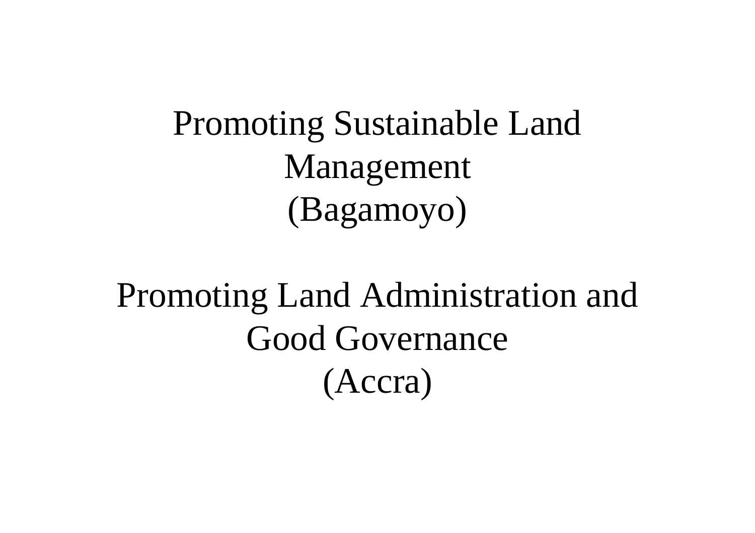# Promoting Sustainable Land Management (Bagamoyo)

# Promoting Land Administration and Good Governance (Accra)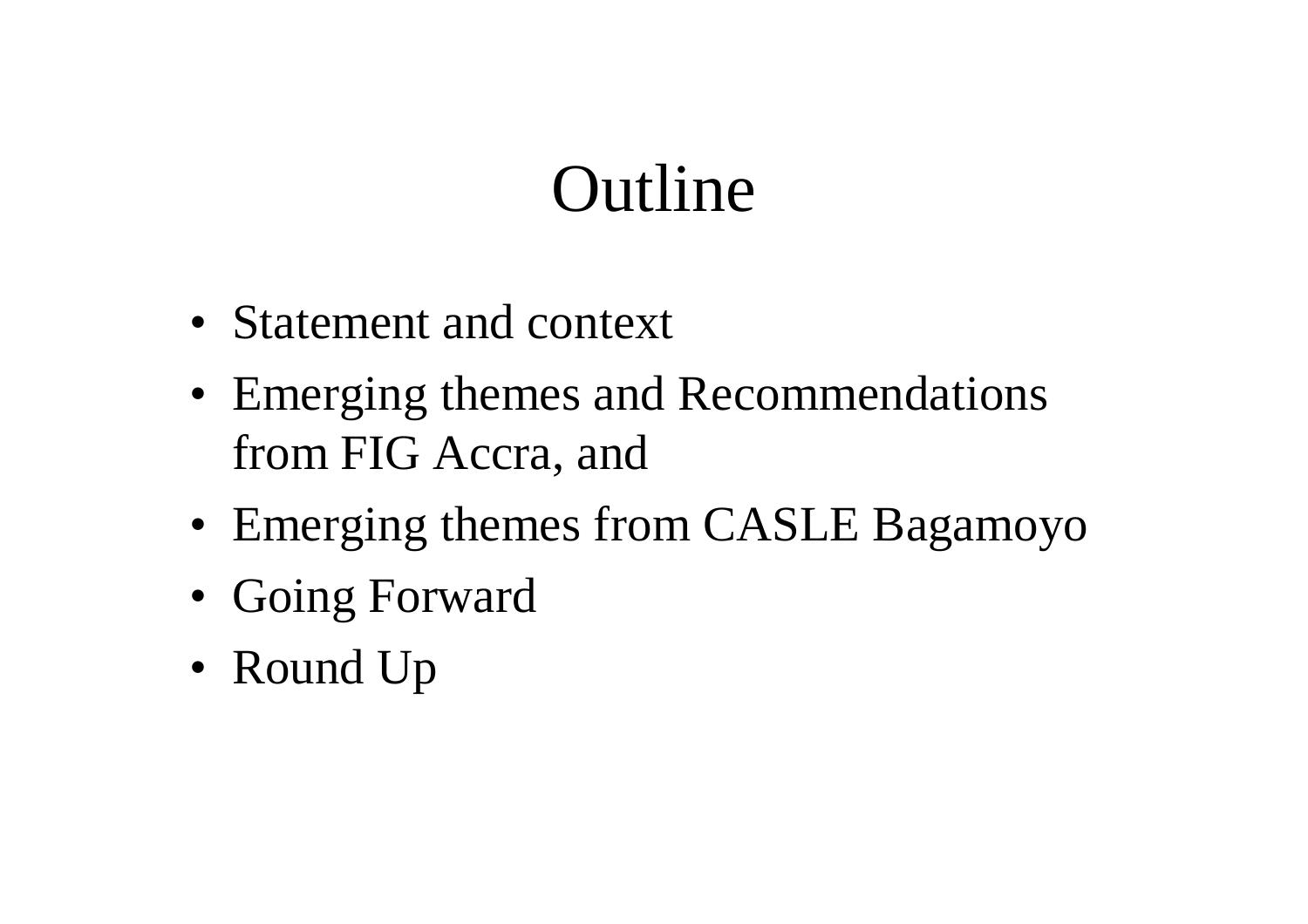# Outline

- Statement and context
- Emerging themes and Recommendations from FIG Accra, and
- Emerging themes from CASLE Bagamoyo
- Going Forward
- Round Up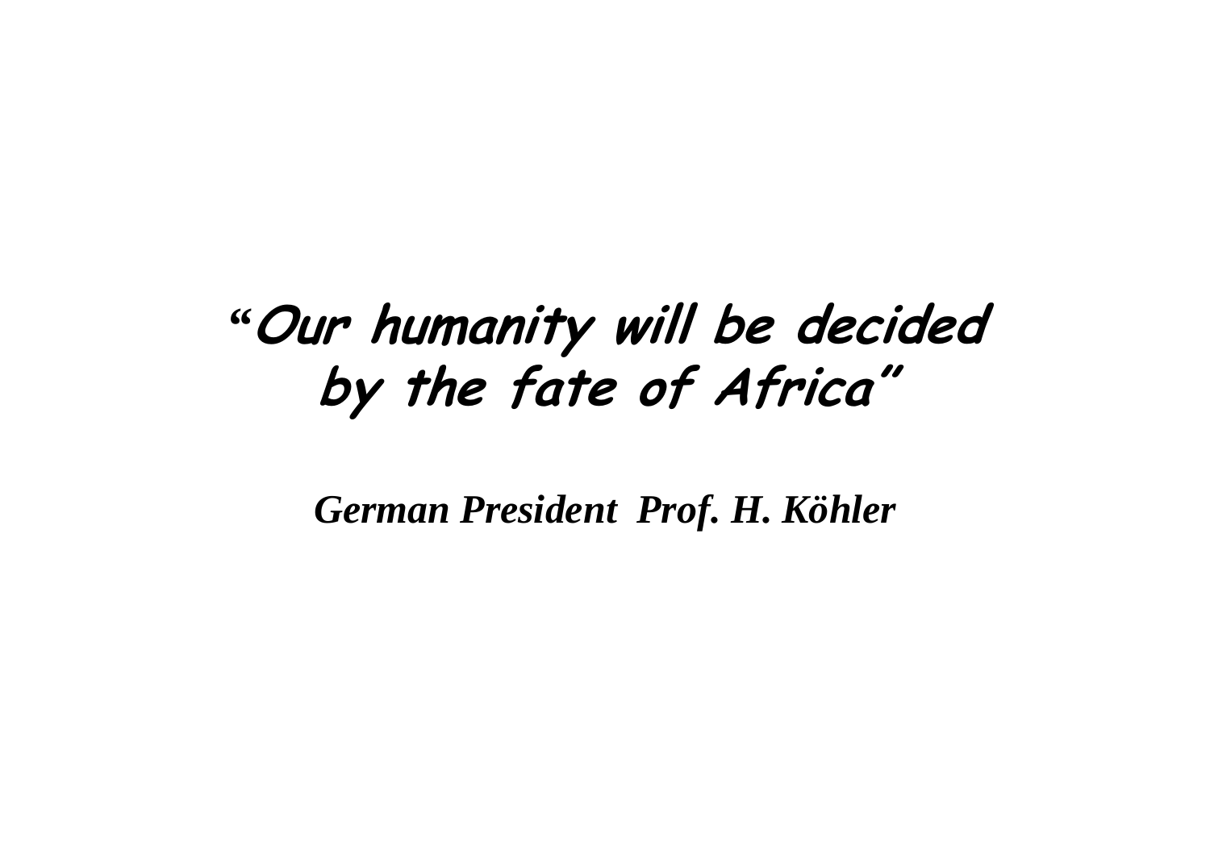***"Our humanity will be decided by the fate of Africa"***

***German President  Prof. H. Köhler***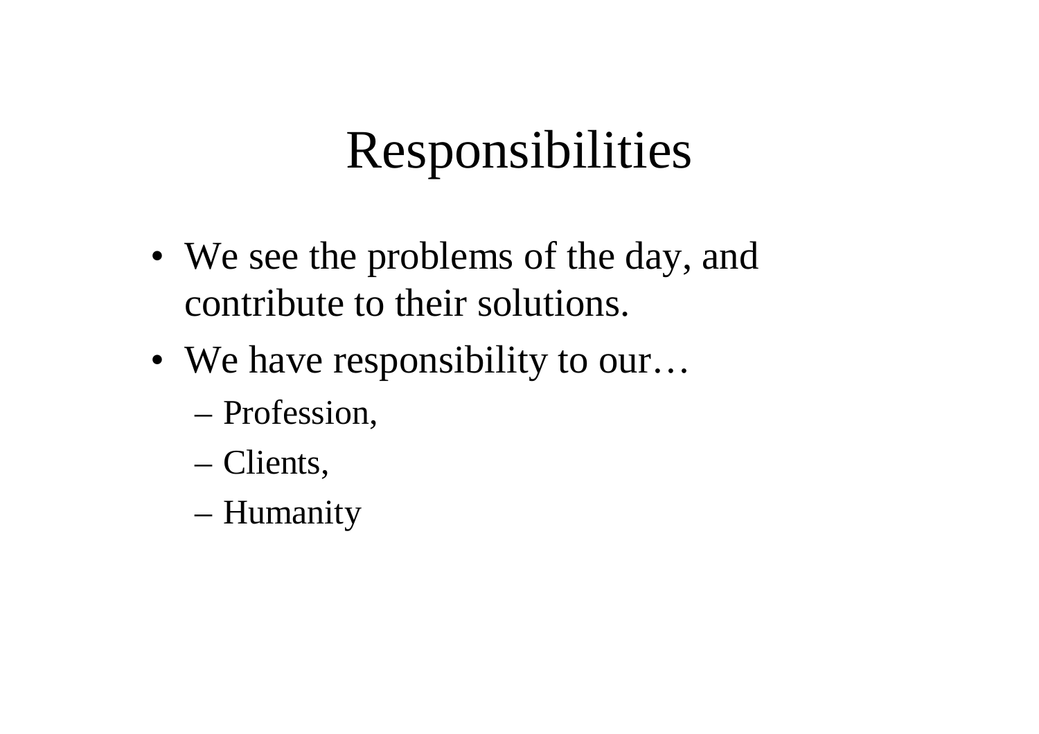# Responsibilities

- We see the problems of the day, and contribute to their solutions.
- We have responsibility to our…
  - Profession,
  - Clients,
  - Humanity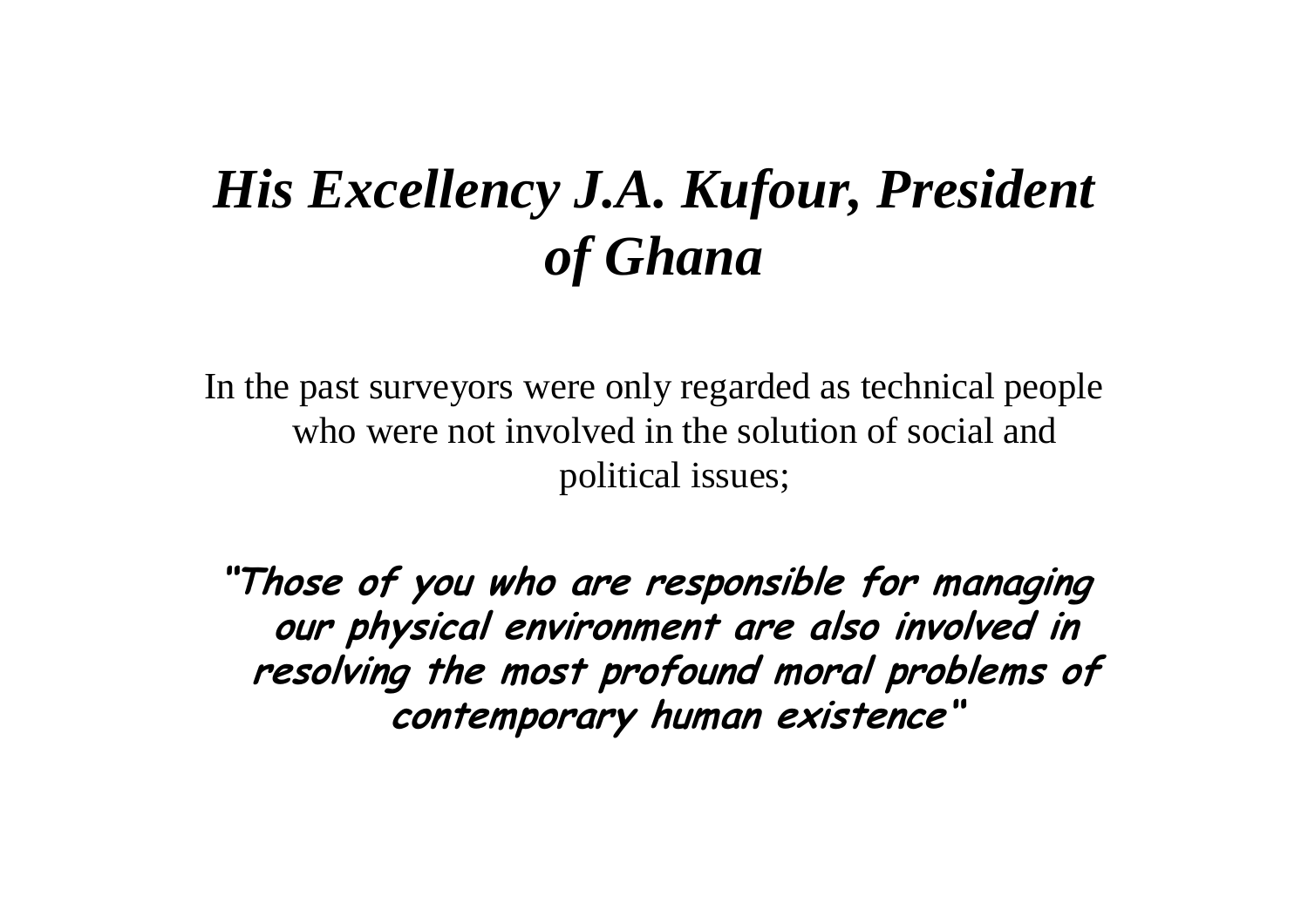# *His Excellency J.A. Kufour, President of Ghana*

In the past surveyors were only regarded as technical people who were not involved in the solution of social and political issues;

***"Those of you who are responsible for managing our physical environment are also involved in resolving the most profound moral problems of contemporary human existence"***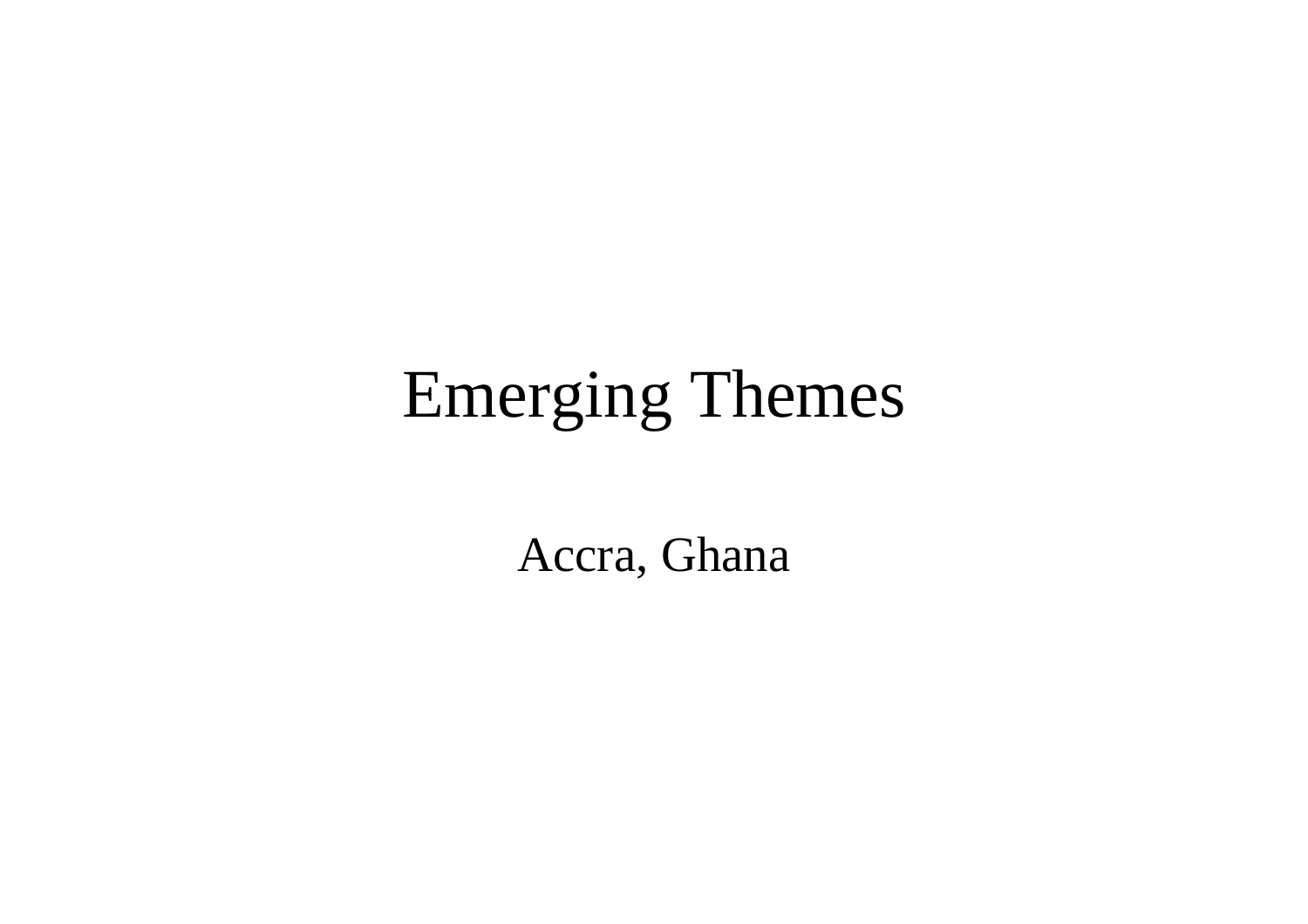# Emerging Themes

Accra, Ghana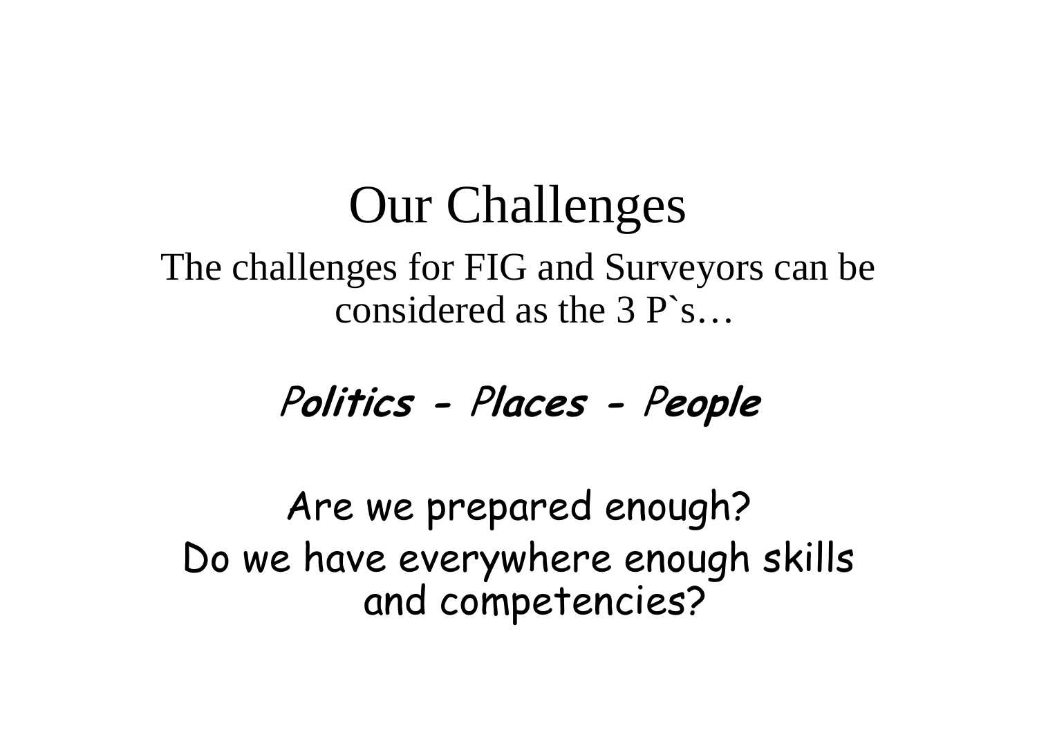# Our Challenges

The challenges for FIG and Surveyors can be considered as the 3 P`s…

***Politics - Places - People***

Are we prepared enough?

Do we have everywhere enough skills and competencies?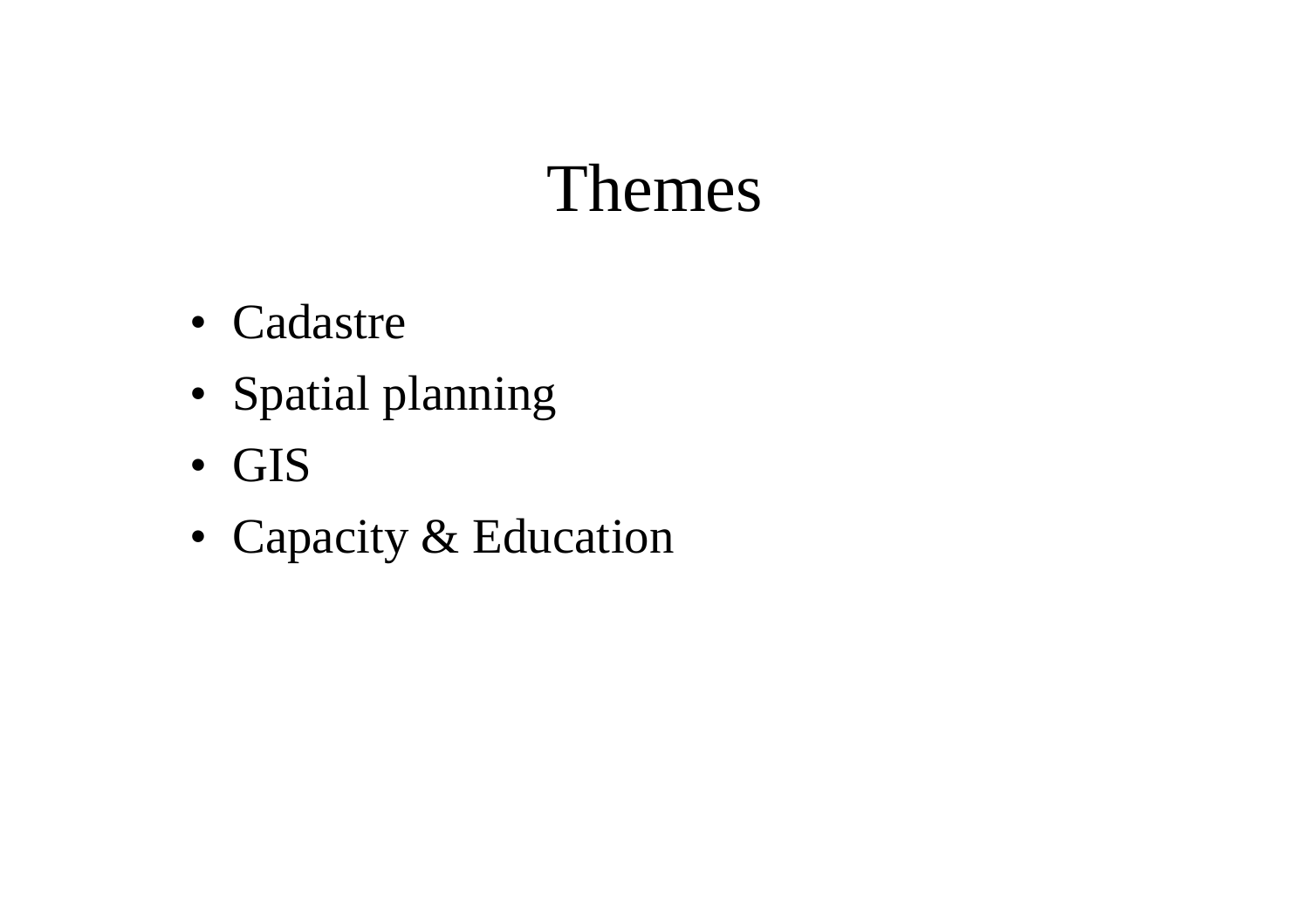# Themes

- Cadastre
- Spatial planning
- GIS
- Capacity & Education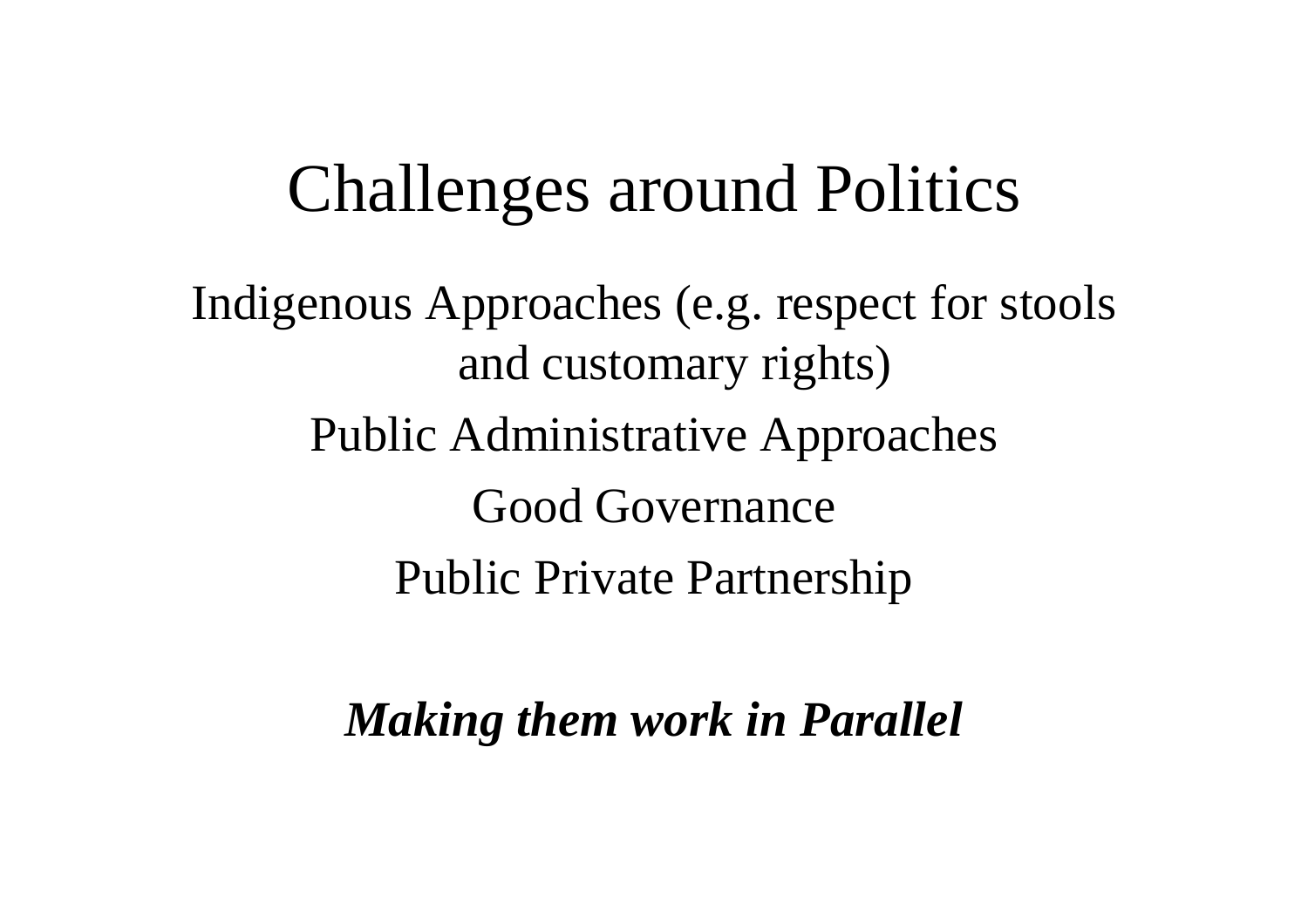# Challenges around Politics

Indigenous Approaches (e.g. respect for stools and customary rights)

Public Administrative Approaches

Good Governance

Public Private Partnership

***Making them work in Parallel***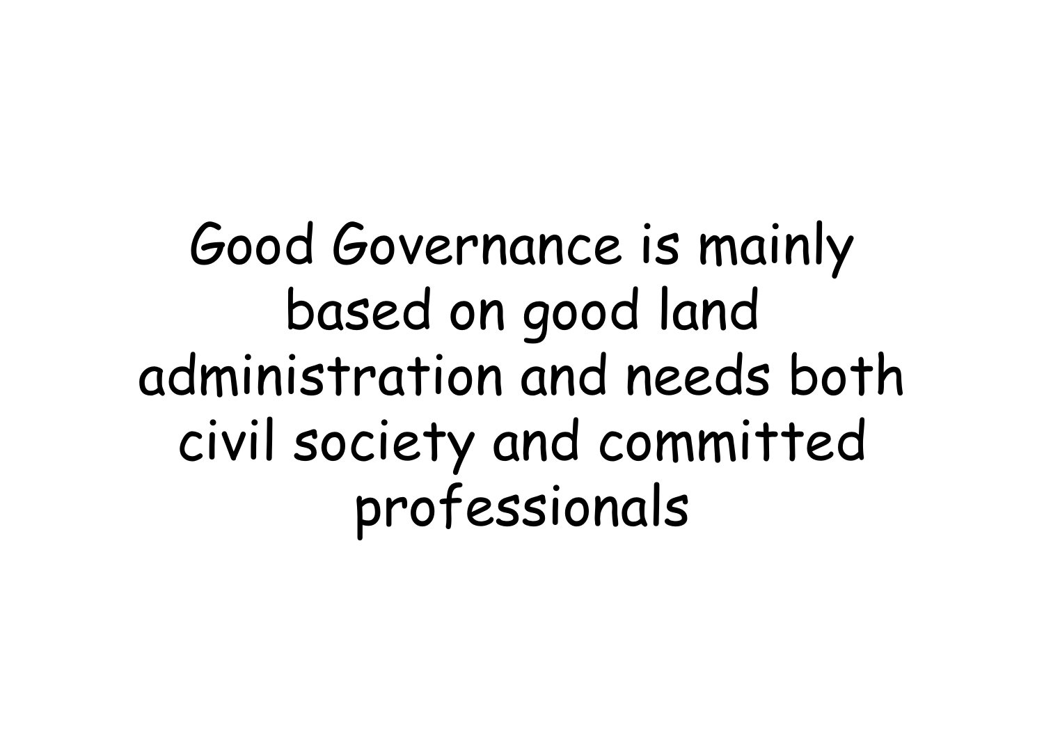Good Governance is mainly based on good land administration and needs both civil society and committed professionals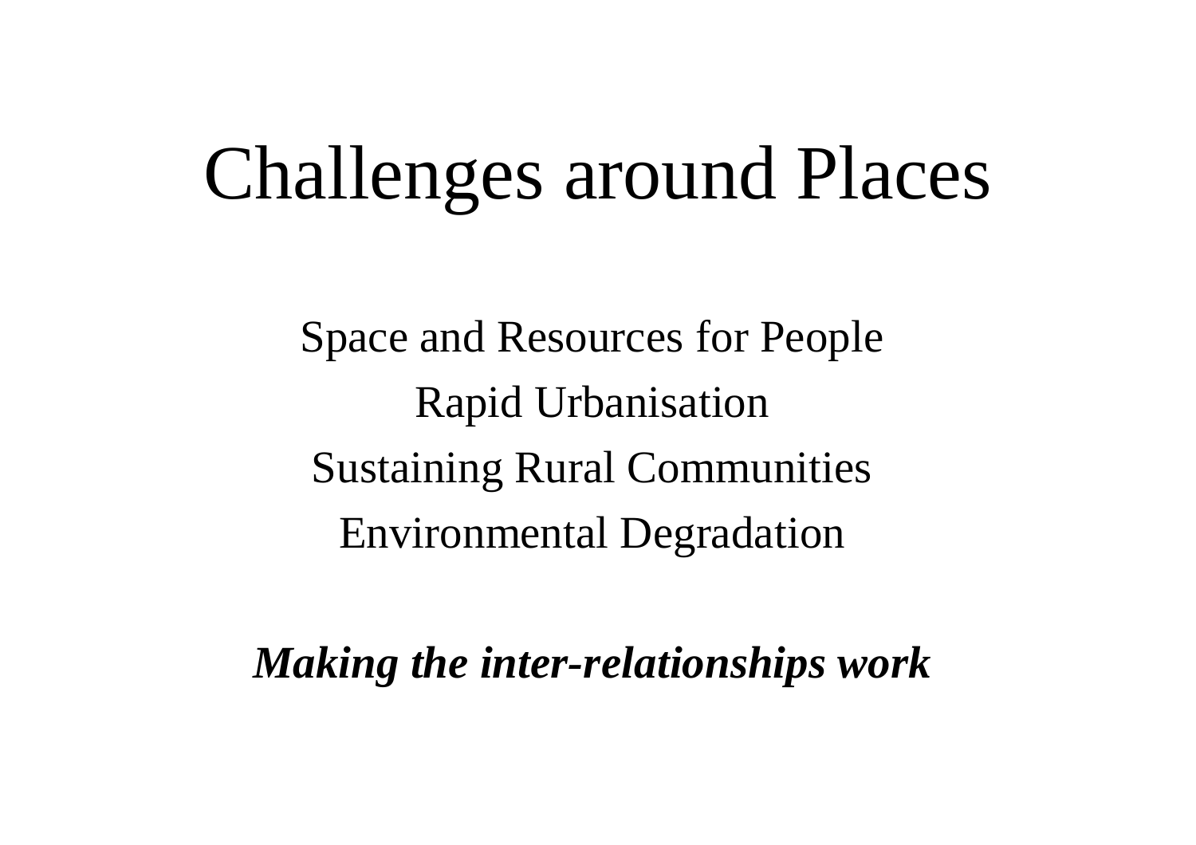# Challenges around Places

Space and Resources for People

Rapid Urbanisation

Sustaining Rural Communities

Environmental Degradation

***Making the inter-relationships work***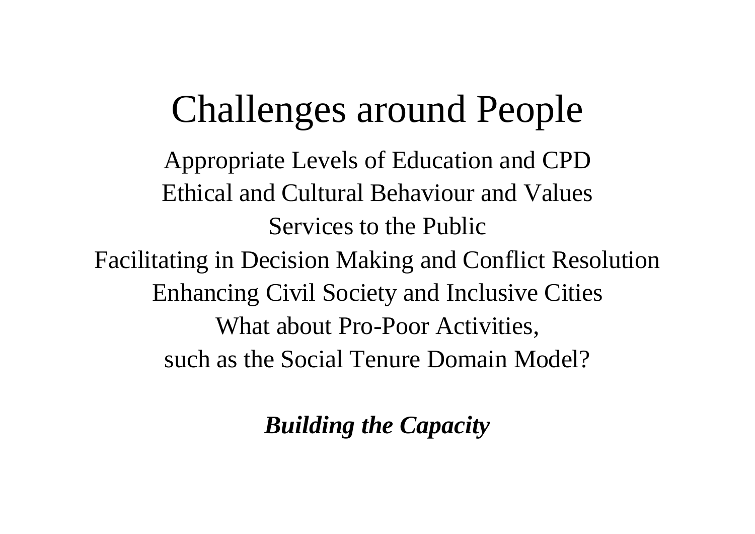# Challenges around People

Appropriate Levels of Education and CPD

Ethical and Cultural Behaviour and Values

Services to the Public

Facilitating in Decision Making and Conflict Resolution

Enhancing Civil Society and Inclusive Cities

What about Pro-Poor Activities,

such as the Social Tenure Domain Model?

***Building the Capacity***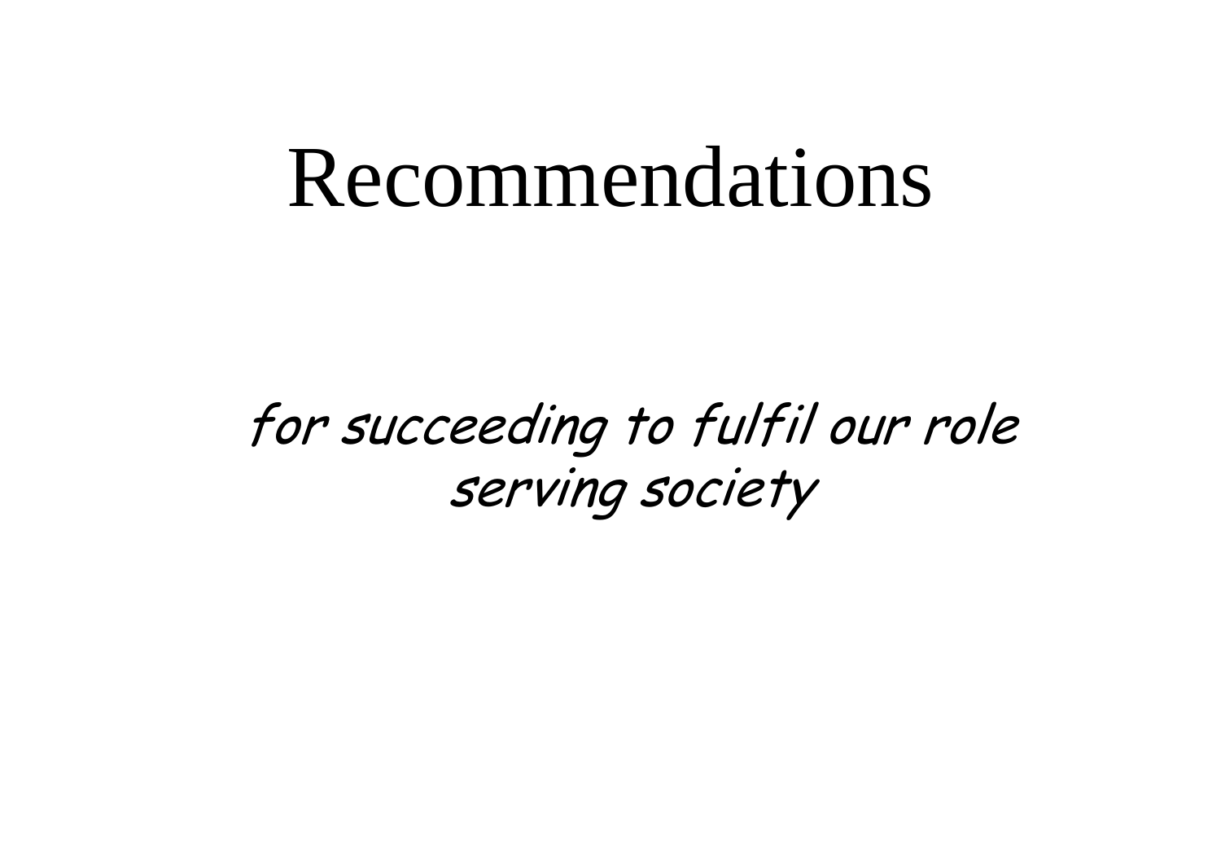# Recommendations

*for succeeding to fulfil our role serving society*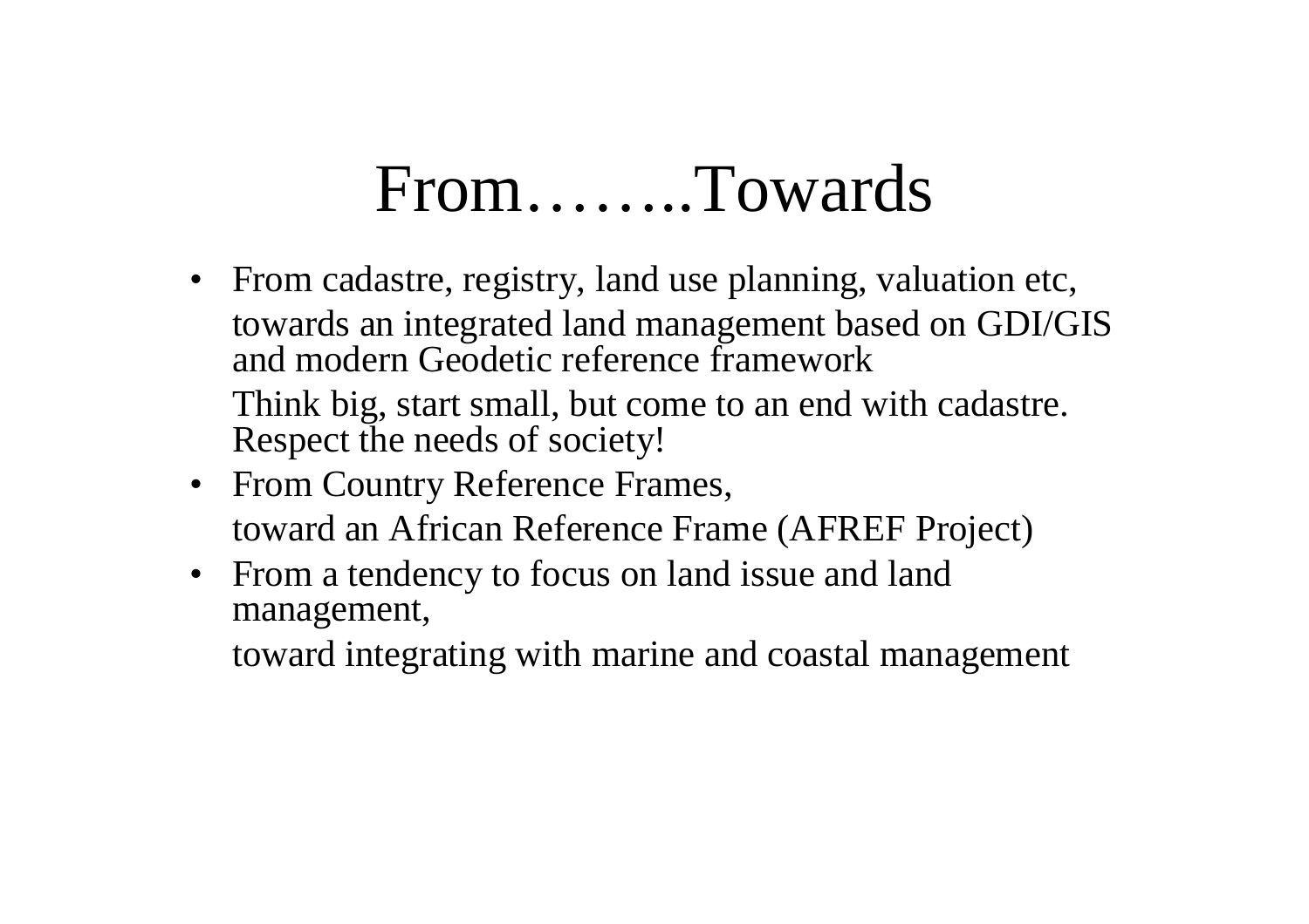# From……..Towards

- From cadastre, registry, land use planning, valuation etc,
  towards an integrated land management based on GDI/GIS and modern Geodetic reference framework
  Think big, start small, but come to an end with cadastre. Respect the needs of society!
- From Country Reference Frames,
  toward an African Reference Frame (AFREF Project)
- From a tendency to focus on land issue and land management,
  toward integrating with marine and coastal management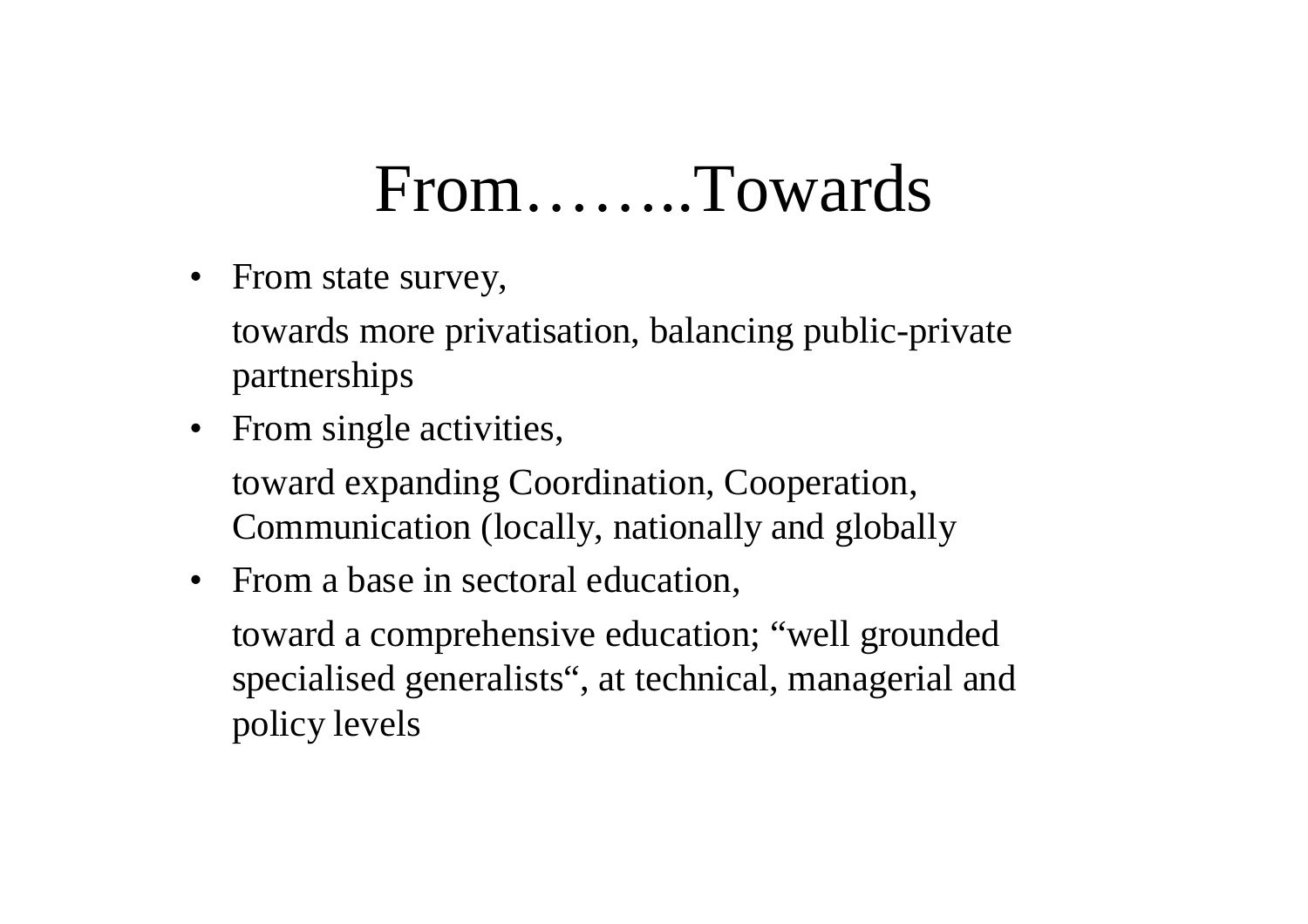# From……..Towards

- From state survey,

  towards more privatisation, balancing public-private partnerships

- From single activities,

  toward expanding Coordination, Cooperation, Communication (locally, nationally and globally

- From a base in sectoral education,

  toward a comprehensive education; "well grounded specialised generalists", at technical, managerial and policy levels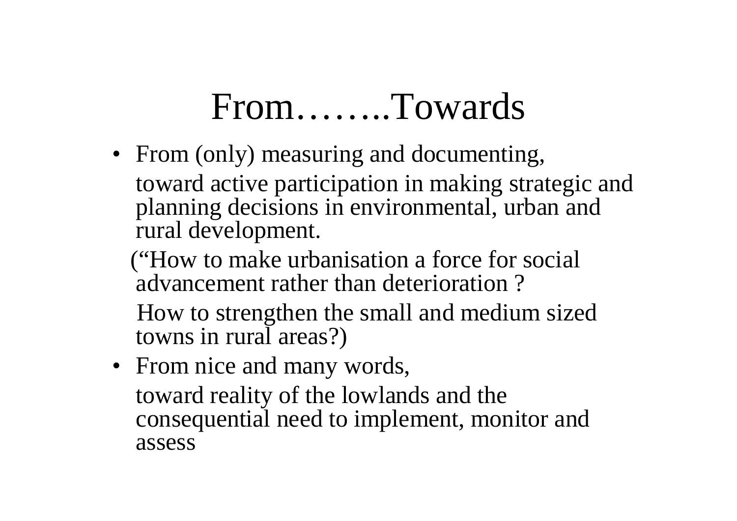# From……..Towards

- From (only) measuring and documenting,

  toward active participation in making strategic and planning decisions in environmental, urban and rural development.

  ("How to make urbanisation a force for social advancement rather than deterioration ?

  How to strengthen the small and medium sized towns in rural areas?)

- From nice and many words,

  toward reality of the lowlands and the consequential need to implement, monitor and assess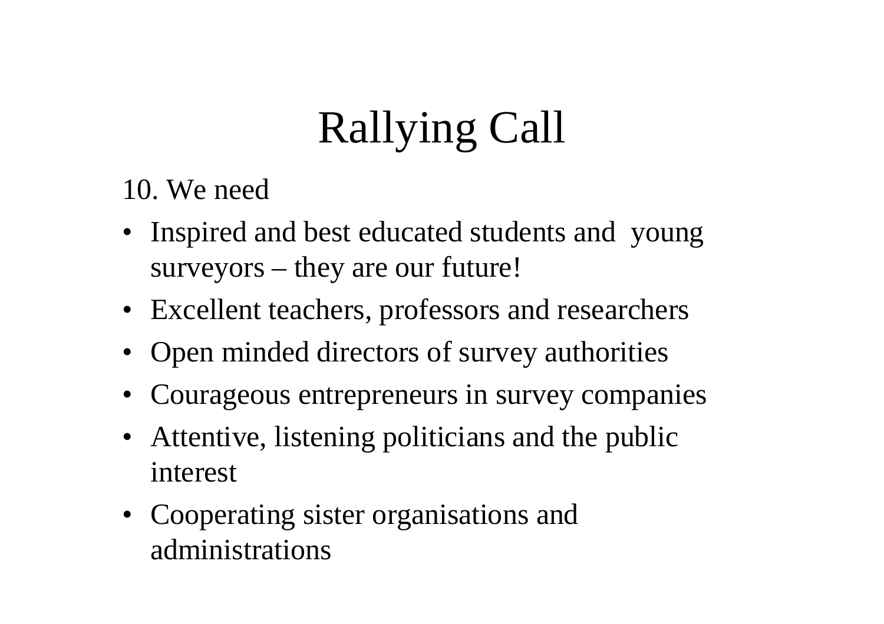# Rallying Call

10. We need

- Inspired and best educated students and young surveyors – they are our future!
- Excellent teachers, professors and researchers
- Open minded directors of survey authorities
- Courageous entrepreneurs in survey companies
- Attentive, listening politicians and the public interest
- Cooperating sister organisations and administrations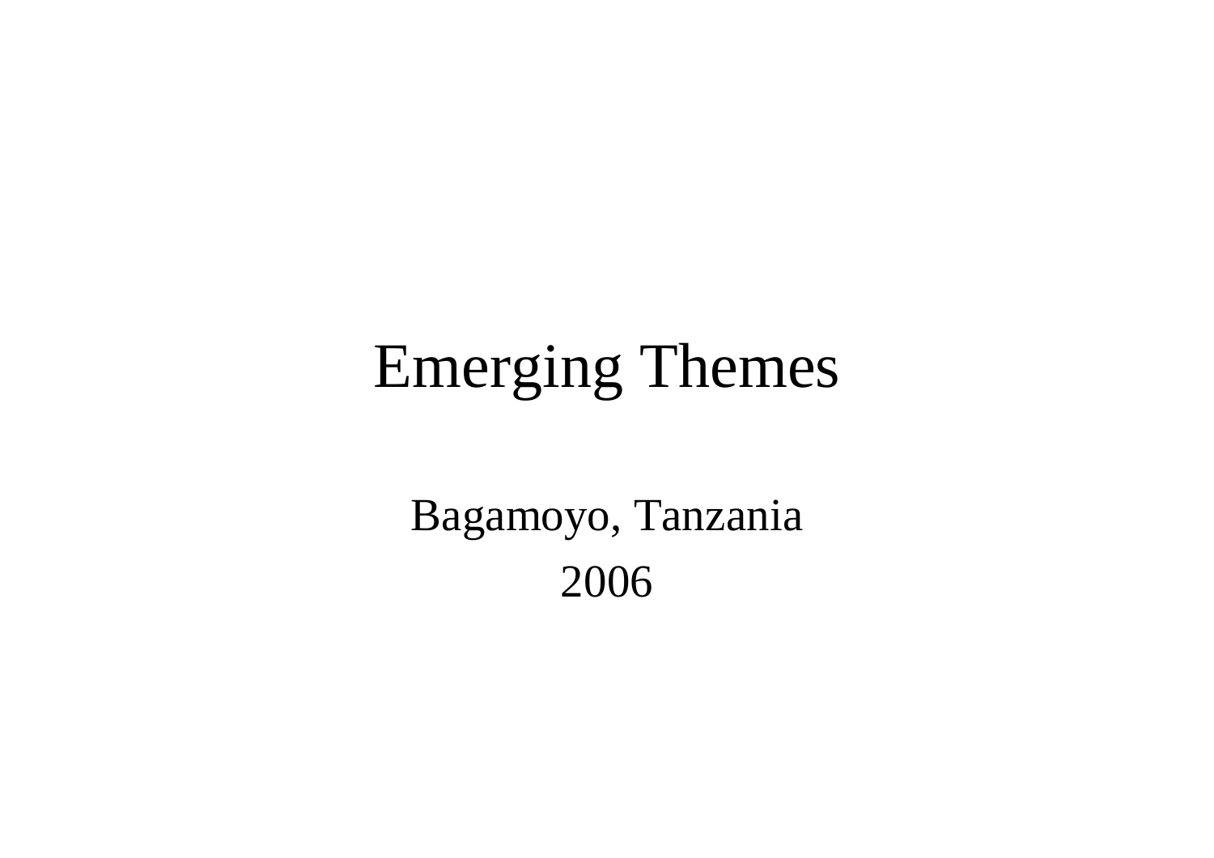# Emerging Themes

Bagamoyo, Tanzania

2006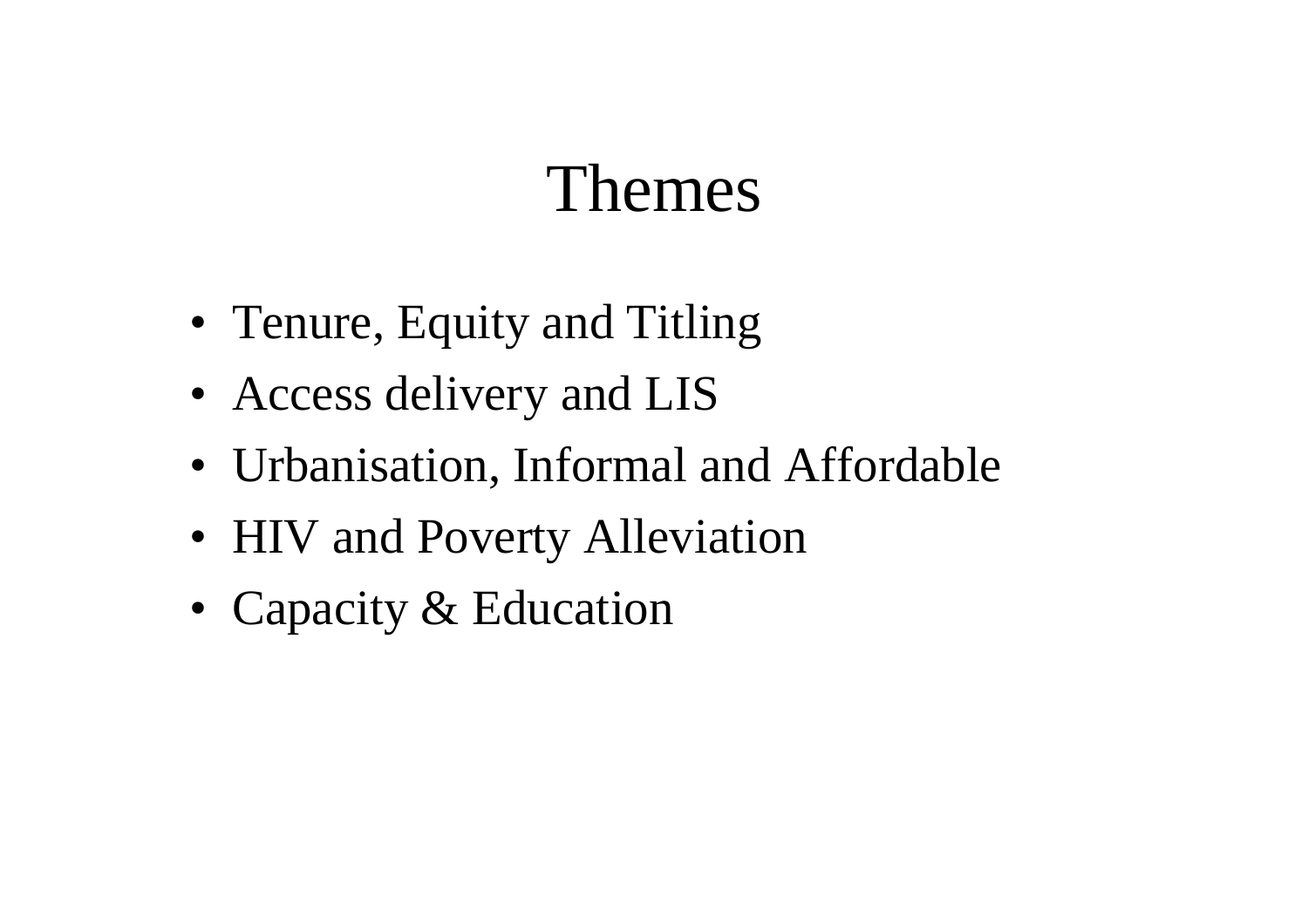# Themes

- Tenure, Equity and Titling
- Access delivery and LIS
- Urbanisation, Informal and Affordable
- HIV and Poverty Alleviation
- Capacity & Education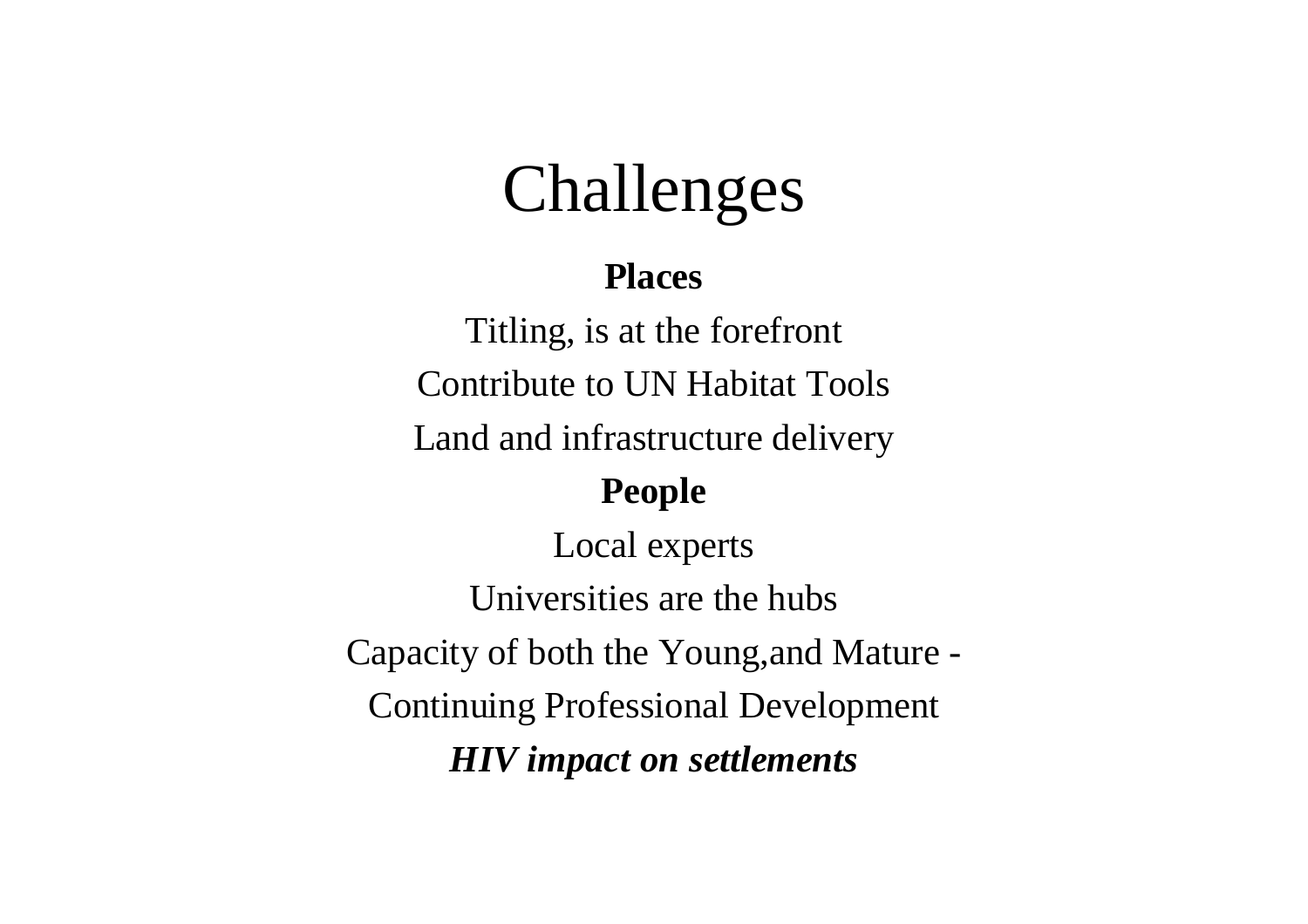# Challenges

**Places**

Titling, is at the forefront

Contribute to UN Habitat Tools

Land and infrastructure delivery

**People**

Local experts

Universities are the hubs

Capacity of both the Young,and Mature -

Continuing Professional Development

***HIV impact on settlements***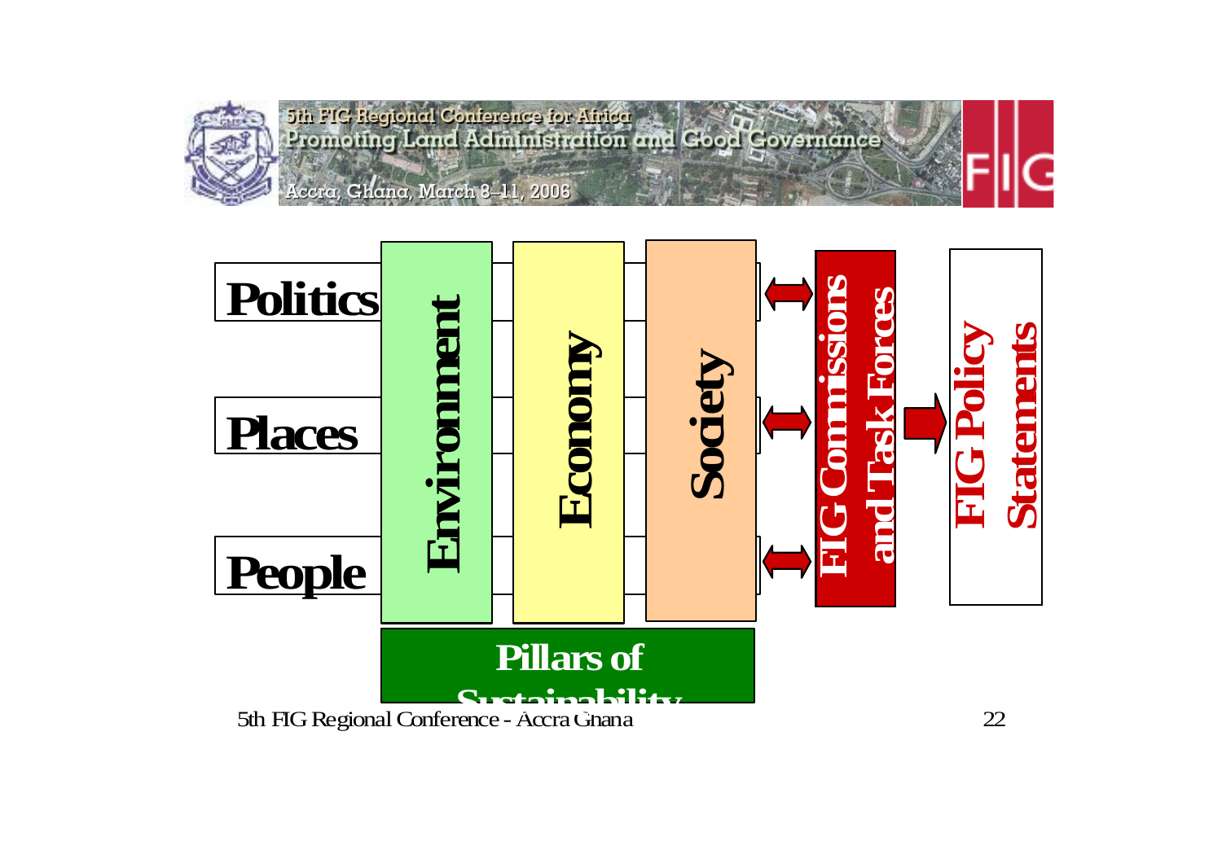Politics

Places

People

Environment

Economy

Society

FIG Commissions and Task Forces

FIG Policy Statements

Pillars of Sustainability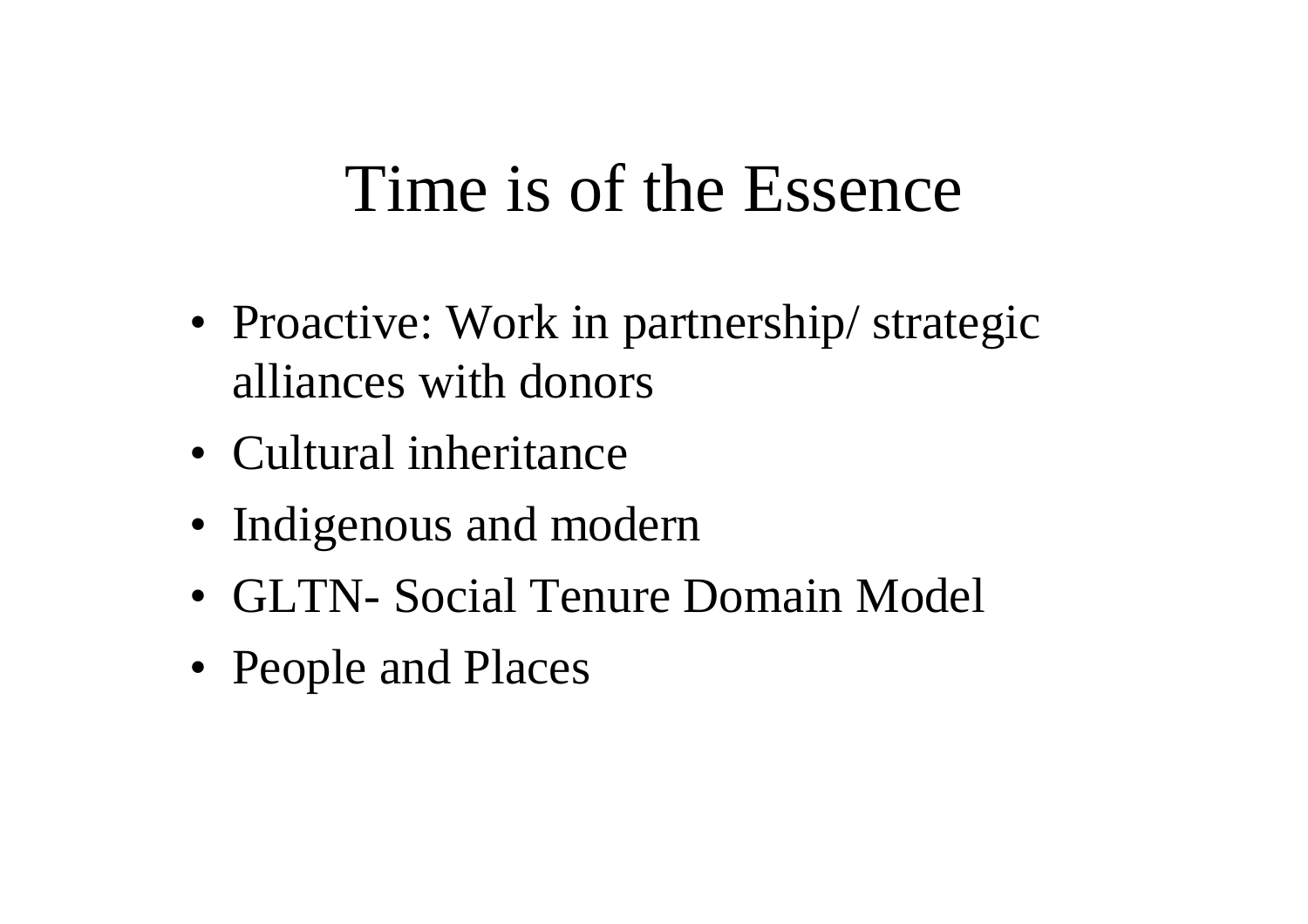# Time is of the Essence

- Proactive: Work in partnership/ strategic alliances with donors
- Cultural inheritance
- Indigenous and modern
- GLTN- Social Tenure Domain Model
- People and Places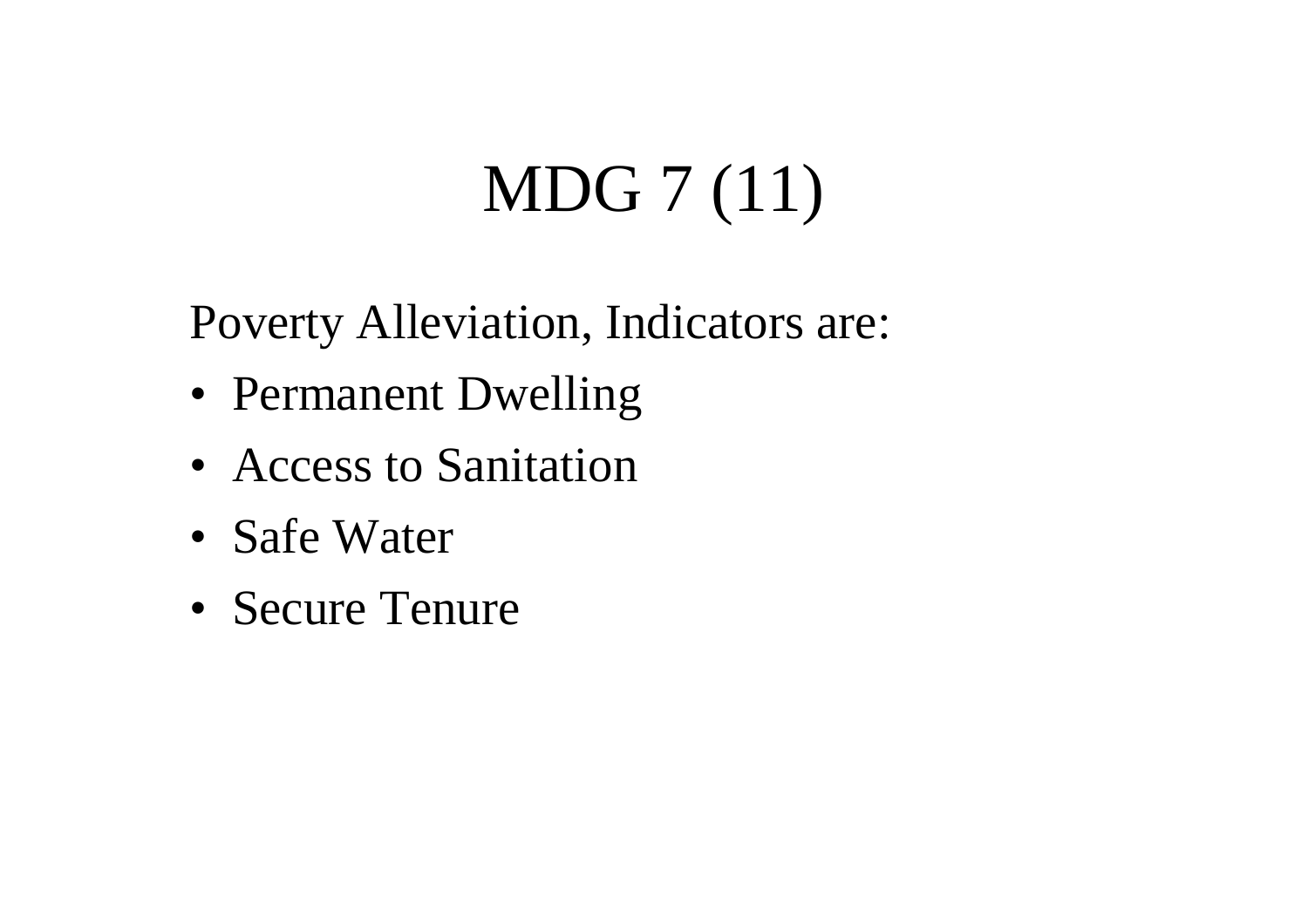# MDG 7 (11)

Poverty Alleviation, Indicators are:

- Permanent Dwelling
- Access to Sanitation
- Safe Water
- Secure Tenure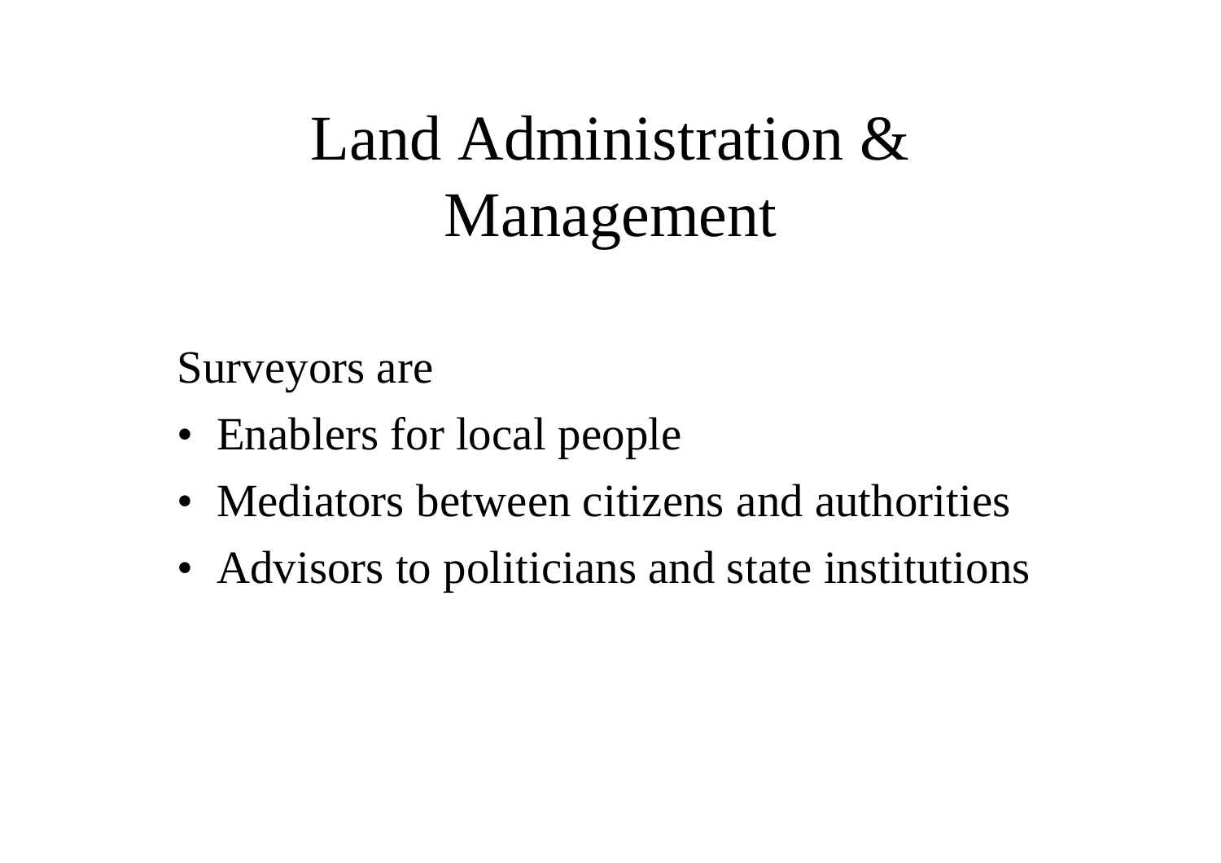# Land Administration & Management

Surveyors are

- Enablers for local people
- Mediators between citizens and authorities
- Advisors to politicians and state institutions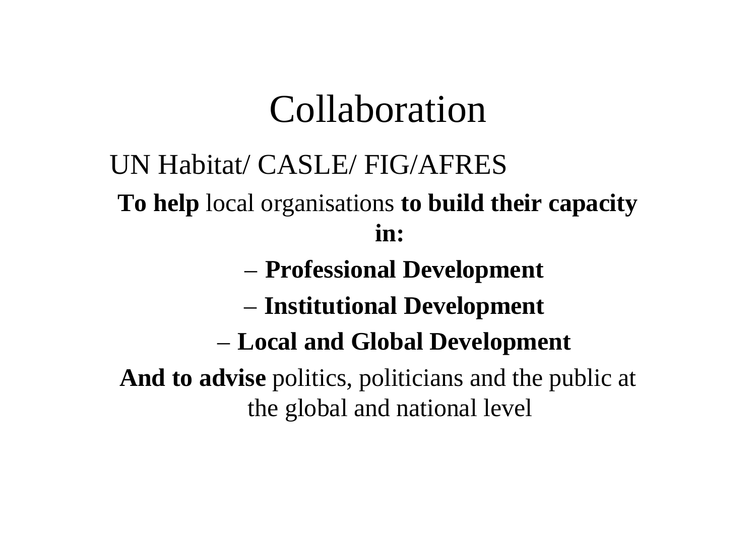# Collaboration

UN Habitat/ CASLE/ FIG/AFRES

**To help** local organisations **to build their capacity in:**

- **Professional Development**
- **Institutional Development**
- **Local and Global Development**

**And to advise** politics, politicians and the public at the global and national level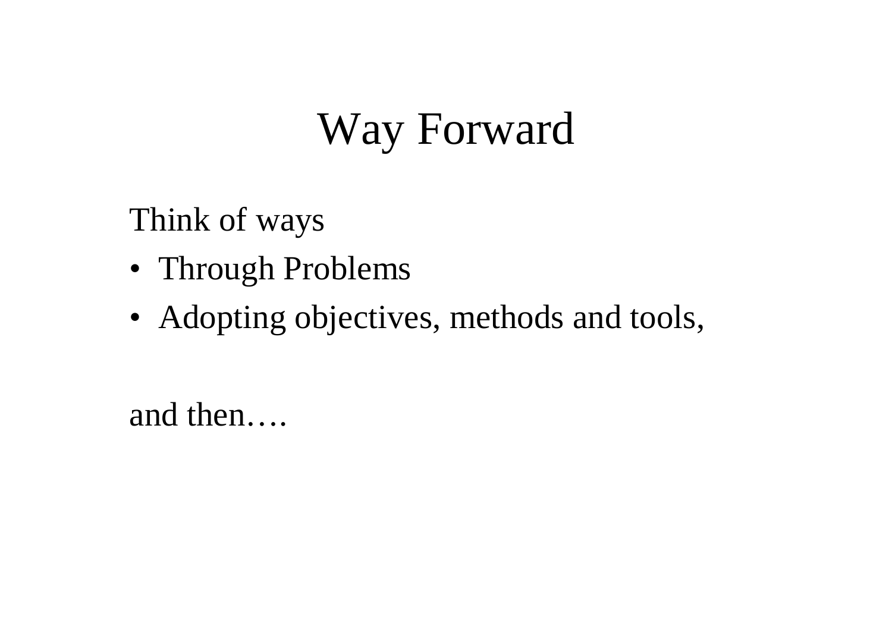# Way Forward

Think of ways

- Through Problems
- Adopting objectives, methods and tools,

and then….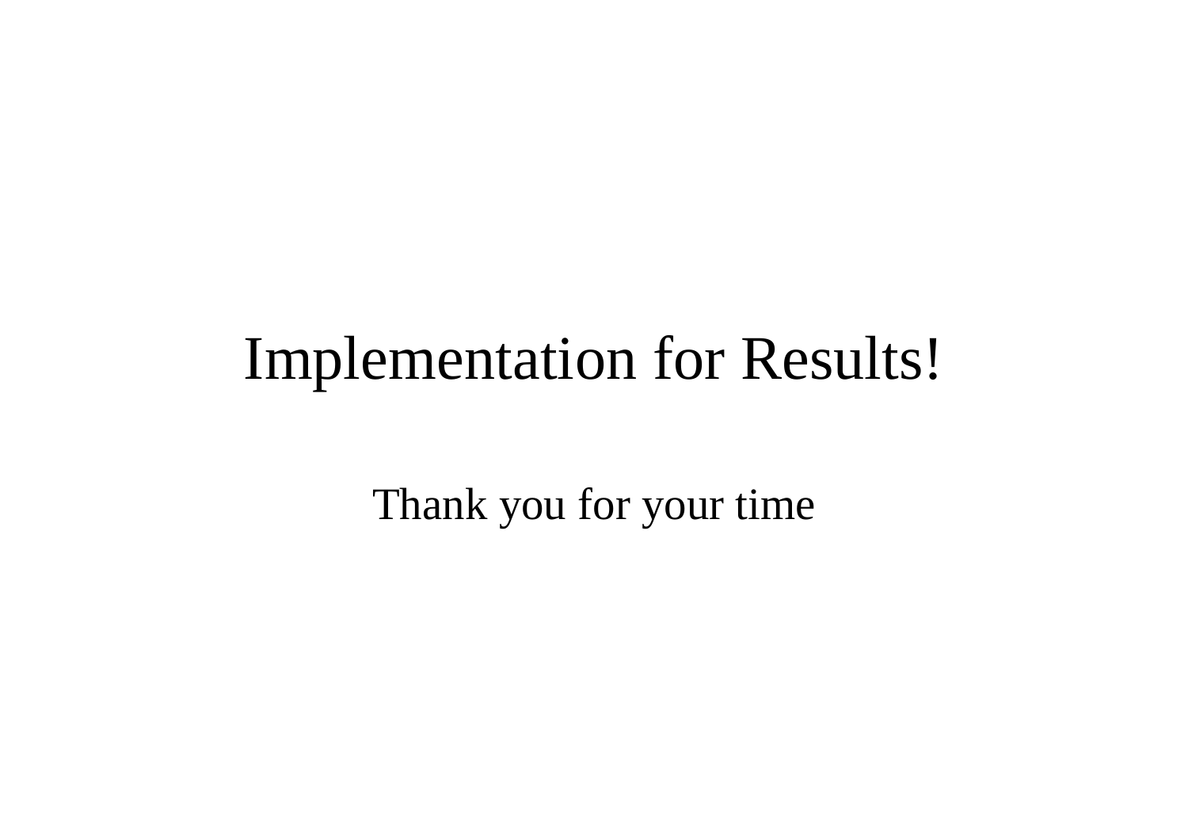# Implementation for Results!

Thank you for your time